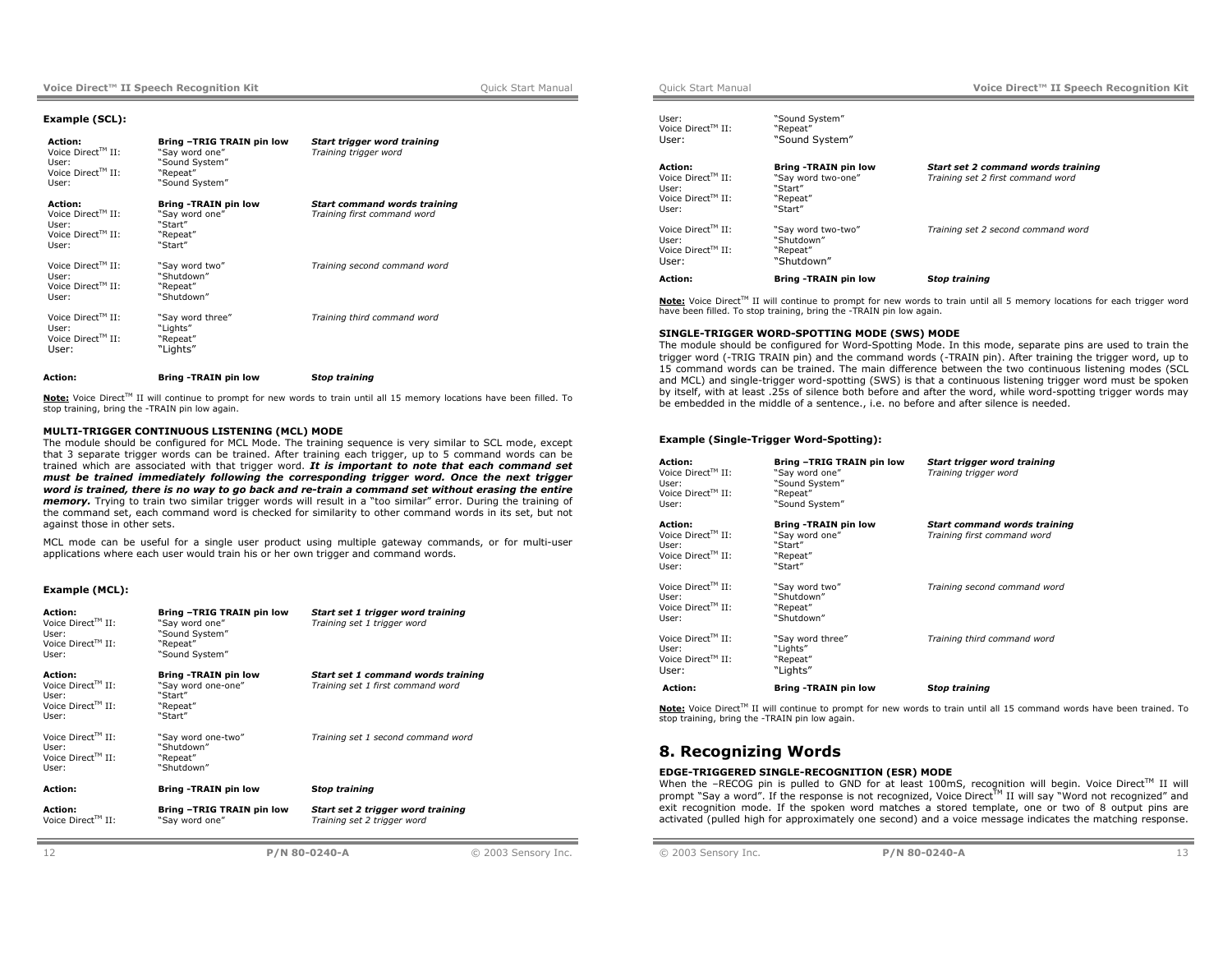**Example (SCL):**

| | | |
|---|---|---|
| **Action:** | **Bring –TRIG TRAIN pin low** | ***Start trigger word training*** |
| Voice Direct™ II: | "Say word one" | *Training trigger word* |
| User: | "Sound System" | |
| Voice Direct™ II: | "Repeat" | |
| User: | "Sound System" | |
| **Action:** | **Bring -TRAIN pin low** | ***Start command words training*** |
| Voice Direct™ II: | "Say word one" | *Training first command word* |
| User: | "Start" | |
| Voice Direct™ II: | "Repeat" | |
| User: | "Start" | |
| Voice Direct™ II: | "Say word two" | *Training second command word* |
| User: | "Shutdown" | |
| Voice Direct™ II: | "Repeat" | |
| User: | "Shutdown" | |
| Voice Direct™ II: | "Say word three" | *Training third command word* |
| User: | "Lights" | |
| Voice Direct™ II: | "Repeat" | |
| User: | "Lights" | |
| **Action:** | **Bring -TRAIN pin low** | ***Stop training*** |

**Note:** Voice Direct™ II will continue to prompt for new words to train until all 15 memory locations have been filled. To stop training, bring the -TRAIN pin low again.

**MULTI-TRIGGER CONTINUOUS LISTENING (MCL) MODE**

The module should be configured for MCL Mode. The training sequence is very similar to SCL mode, except that 3 separate trigger words can be trained. After training each trigger, up to 5 command words can be trained which are associated with that trigger word. ***It is important to note that each command set must be trained immediately following the corresponding trigger word. Once the next trigger word is trained, there is no way to go back and re-train a command set without erasing the entire memory.*** Trying to train two similar trigger words will result in a "too similar" error. During the training of the command set, each command word is checked for similarity to other command words in its set, but not against those in other sets.

MCL mode can be useful for a single user product using multiple gateway commands, or for multi-user applications where each user would train his or her own trigger and command words.

**Example (MCL):**

| | | |
|---|---|---|
| **Action:** | **Bring –TRIG TRAIN pin low** | ***Start set 1 trigger word training*** |
| Voice Direct™ II: | "Say word one" | *Training set 1 trigger word* |
| User: | "Sound System" | |
| Voice Direct™ II: | "Repeat" | |
| User: | "Sound System" | |
| **Action:** | **Bring -TRAIN pin low** | ***Start set 1 command words training*** |
| Voice Direct™ II: | "Say word one-one" | *Training set 1 first command word* |
| User: | "Start" | |
| Voice Direct™ II: | "Repeat" | |
| User: | "Start" | |
| Voice Direct™ II: | "Say word one-two" | *Training set 1 second command word* |
| User: | "Shutdown" | |
| Voice Direct™ II: | "Repeat" | |
| User: | "Shutdown" | |
| **Action:** | **Bring -TRAIN pin low** | ***Stop training*** |
| **Action:** | **Bring –TRIG TRAIN pin low** | ***Start set 2 trigger word training*** |
| Voice Direct™ II: | "Say word one" | *Training set 2 trigger word* |
| User: | "Sound System" | |
| Voice Direct™ II: | "Repeat" | |
| User: | "Sound System" | |
| **Action:** | **Bring -TRAIN pin low** | ***Start set 2 command words training*** |
| Voice Direct™ II: | "Say word two-one" | *Training set 2 first command word* |
| User: | "Start" | |
| Voice Direct™ II: | "Repeat" | |
| User: | "Start" | |
| Voice Direct™ II: | "Say word two-two" | *Training set 2 second command word* |
| User: | "Shutdown" | |
| Voice Direct™ II: | "Repeat" | |
| User: | "Shutdown" | |
| **Action:** | **Bring -TRAIN pin low** | ***Stop training*** |

**Note:** Voice Direct™ II will continue to prompt for new words to train until all 5 memory locations for each trigger word have been filled. To stop training, bring the -TRAIN pin low again.

**SINGLE-TRIGGER WORD-SPOTTING MODE (SWS) MODE**

The module should be configured for Word-Spotting Mode. In this mode, separate pins are used to train the trigger word (-TRIG TRAIN pin) and the command words (-TRAIN pin). After training the trigger word, up to 15 command words can be trained. The main difference between the two continuous listening modes (SCL and MCL) and single-trigger word-spotting (SWS) is that a continuous listening trigger word must be spoken by itself, with at least .25s of silence both before and after the word, while word-spotting trigger words may be embedded in the middle of a sentence., i.e. no before and after silence is needed.

**Example (Single-Trigger Word-Spotting):**

| | | |
|---|---|---|
| **Action:** | **Bring –TRIG TRAIN pin low** | ***Start trigger word training*** |
| Voice Direct™ II: | "Say word one" | *Training trigger word* |
| User: | "Sound System" | |
| Voice Direct™ II: | "Repeat" | |
| User: | "Sound System" | |
| **Action:** | **Bring -TRAIN pin low** | ***Start command words training*** |
| Voice Direct™ II: | "Say word one" | *Training first command word* |
| User: | "Start" | |
| Voice Direct™ II: | "Repeat" | |
| User: | "Start" | |
| Voice Direct™ II: | "Say word two" | *Training second command word* |
| User: | "Shutdown" | |
| Voice Direct™ II: | "Repeat" | |
| User: | "Shutdown" | |
| Voice Direct™ II: | "Say word three" | *Training third command word* |
| User: | "Lights" | |
| Voice Direct™ II: | "Repeat" | |
| User: | "Lights" | |
| **Action:** | **Bring -TRAIN pin low** | ***Stop training*** |

**Note:** Voice Direct™ II will continue to prompt for new words to train until all 15 command words have been trained. To stop training, bring the -TRAIN pin low again.

## 8. Recognizing Words

**EDGE-TRIGGERED SINGLE-RECOGNITION (ESR) MODE**

When the –RECOG pin is pulled to GND for at least 100mS, recognition will begin. Voice Direct™ II will prompt "Say a word". If the response is not recognized, Voice Direct™ II will say "Word not recognized" and exit recognition mode. If the spoken word matches a stored template, one or two of 8 output pins are activated (pulled high for approximately one second) and a voice message indicates the matching response.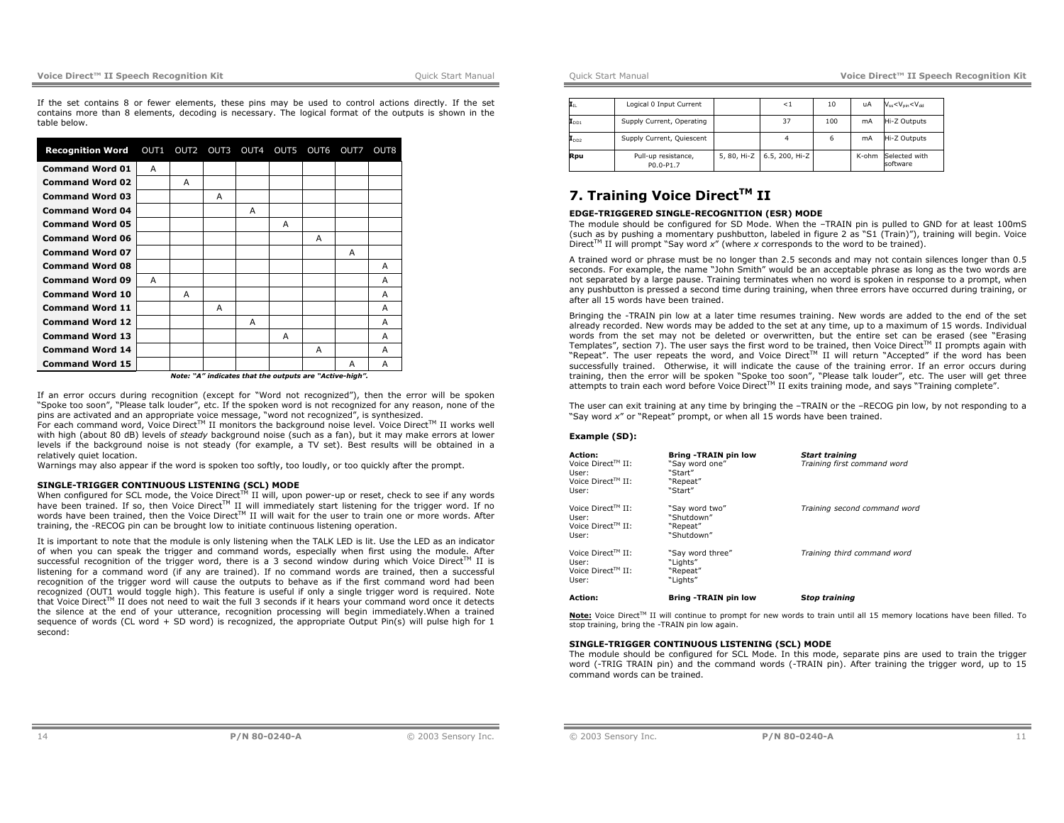If the set contains 8 or fewer elements, these pins may be used to control actions directly. If the set contains more than 8 elements, decoding is necessary. The logical format of the outputs is shown in the table below.

| Recognition Word | OUT1 | OUT2 | OUT3 | OUT4 | OUT5 | OUT6 | OUT7 | OUT8 |
|---|---|---|---|---|---|---|---|---|
| **Command Word 01** | A | | | | | | | |
| **Command Word 02** | | A | | | | | | |
| **Command Word 03** | | | A | | | | | |
| **Command Word 04** | | | | A | | | | |
| **Command Word 05** | | | | | A | | | |
| **Command Word 06** | | | | | | A | | |
| **Command Word 07** | | | | | | | A | |
| **Command Word 08** | | | | | | | | A |
| **Command Word 09** | A | | | | | | | A |
| **Command Word 10** | | A | | | | | | A |
| **Command Word 11** | | | A | | | | | A |
| **Command Word 12** | | | | A | | | | A |
| **Command Word 13** | | | | | A | | | A |
| **Command Word 14** | | | | | | A | | A |
| **Command Word 15** | | | | | | | A | A |

***Note: "A" indicates that the outputs are "Active-high".***

If an error occurs during recognition (except for "Word not recognized"), then the error will be spoken "Spoke too soon", "Please talk louder", etc. If the spoken word is not recognized for any reason, none of the pins are activated and an appropriate voice message, "word not recognized", is synthesized.
For each command word, Voice Direct™ II monitors the background noise level. Voice Direct™ II works well with high (about 80 dB) levels of *steady* background noise (such as a fan), but it may make errors at lower levels if the background noise is not steady (for example, a TV set). Best results will be obtained in a relatively quiet location.
Warnings may also appear if the word is spoken too softly, too loudly, or too quickly after the prompt.

**SINGLE-TRIGGER CONTINUOUS LISTENING (SCL) MODE**
When configured for SCL mode, the Voice Direct™ II will, upon power-up or reset, check to see if any words have been trained. If so, then Voice Direct™ II will immediately start listening for the trigger word. If no words have been trained, then the Voice Direct™ II will wait for the user to train one or more words. After training, the -RECOG pin can be brought low to initiate continuous listening operation.

It is important to note that the module is only listening when the TALK LED is lit. Use the LED as an indicator of when you can speak the trigger and command words, especially when first using the module. After successful recognition of the trigger word, there is a 3 second window during which Voice Direct™ II is listening for a command word (if any are trained). If no command words are trained, then a successful recognition of the trigger word will cause the outputs to behave as if the first command word had been recognized (OUT1 would toggle high). This feature is useful if only a single trigger word is required. Note that Voice Direct™ II does not need to wait the full 3 seconds if it hears your command word once it detects the silence at the end of your utterance, recognition processing will begin immediately.When a trained sequence of words (CL word + SD word) is recognized, the appropriate Output Pin(s) will pulse high for 1 second:

| | | | | | | |
|---|---|---|---|---|---|---|
| $I_{IL}$ | Logical 0 Input Current | | <1 | 10 | uA | $V_{ss}<V_{pin}<V_{dd}$ |
| $I_{DD1}$ | Supply Current, Operating | | 37 | 100 | mA | Hi-Z Outputs |
| $I_{DD2}$ | Supply Current, Quiescent | | 4 | 6 | mA | Hi-Z Outputs |
| **Rpu** | Pull-up resistance, P0.0-P1.7 | 5, 80, Hi-Z | 6.5, 200, Hi-Z | | K-ohm | Selected with software |

## 7. Training Voice Direct™ II

**EDGE-TRIGGERED SINGLE-RECOGNITION (ESR) MODE**
The module should be configured for SD Mode. When the –TRAIN pin is pulled to GND for at least 100mS (such as by pushing a momentary pushbutton, labeled in figure 2 as "S1 (Train)"), training will begin. Voice Direct™ II will prompt "Say word *x*" (where *x* corresponds to the word to be trained).

A trained word or phrase must be no longer than 2.5 seconds and may not contain silences longer than 0.5 seconds. For example, the name "John Smith" would be an acceptable phrase as long as the two words are not separated by a large pause. Training terminates when no word is spoken in response to a prompt, when any pushbutton is pressed a second time during training, when three errors have occurred during training, or after all 15 words have been trained.

Bringing the -TRAIN pin low at a later time resumes training. New words are added to the end of the set already recorded. New words may be added to the set at any time, up to a maximum of 15 words. Individual words from the set may not be deleted or overwritten, but the entire set can be erased (see "Erasing Templates", section 7). The user says the first word to be trained, then Voice Direct™ II prompts again with "Repeat". The user repeats the word, and Voice Direct™ II will return "Accepted" if the word has been successfully trained. Otherwise, it will indicate the cause of the training error. If an error occurs during training, then the error will be spoken "Spoke too soon", "Please talk louder", etc. The user will get three attempts to train each word before Voice Direct™ II exits training mode, and says "Training complete".

The user can exit training at any time by bringing the –TRAIN or the –RECOG pin low, by not responding to a "Say word *x*" or "Repeat" prompt, or when all 15 words have been trained.

**Example (SD):**

| | | |
|---|---|---|
| **Action:** | **Bring -TRAIN pin low** | ***Start training*** |
| Voice Direct™ II: | "Say word one" | *Training first command word* |
| User: | "Start" | |
| Voice Direct™ II: | "Repeat" | |
| User: | "Start" | |
| | | |
| Voice Direct™ II: | "Say word two" | *Training second command word* |
| User: | "Shutdown" | |
| Voice Direct™ II: | "Repeat" | |
| User: | "Shutdown" | |
| | | |
| Voice Direct™ II: | "Say word three" | *Training third command word* |
| User: | "Lights" | |
| Voice Direct™ II: | "Repeat" | |
| User: | "Lights" | |
| | | |
| **Action:** | **Bring -TRAIN pin low** | ***Stop training*** |

**Note:** Voice Direct™ II will continue to prompt for new words to train until all 15 memory locations have been filled. To stop training, bring the -TRAIN pin low again.

**SINGLE-TRIGGER CONTINUOUS LISTENING (SCL) MODE**
The module should be configured for SCL Mode. In this mode, separate pins are used to train the trigger word (-TRIG TRAIN pin) and the command words (-TRAIN pin). After training the trigger word, up to 15 command words can be trained.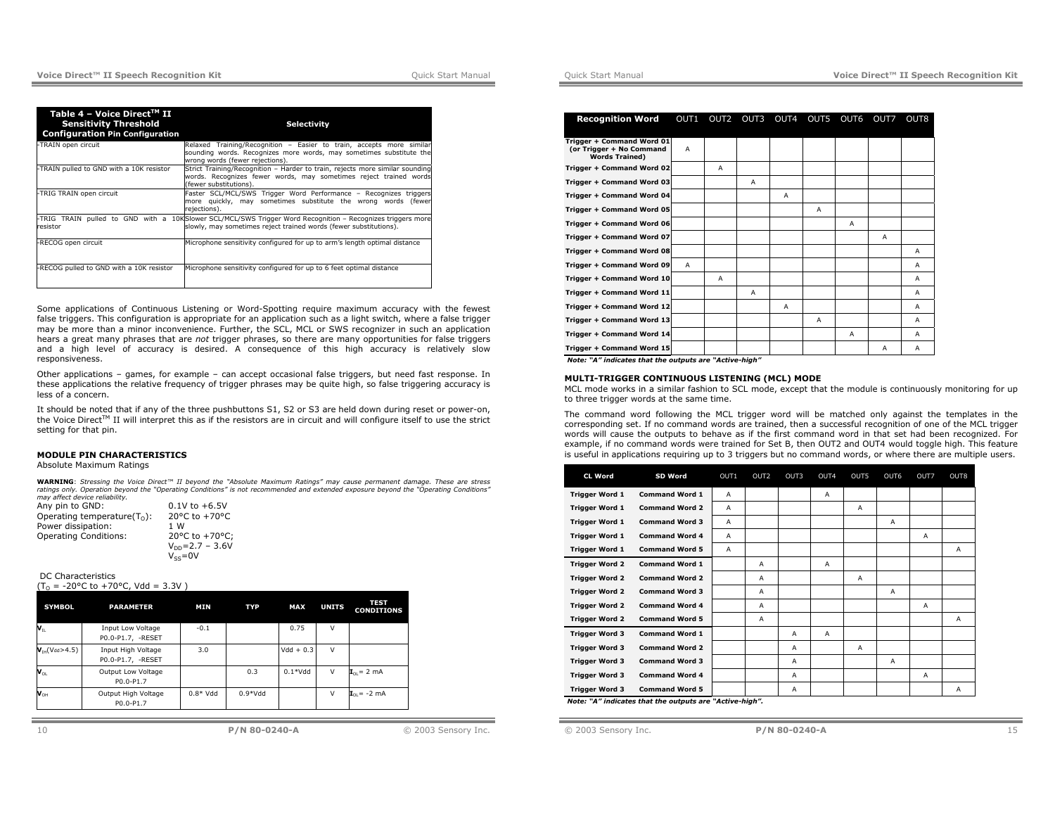| Table 4 – Voice Direct™ II Sensitivity Threshold Configuration Pin Configuration | Selectivity |
|---|---|
| -TRAIN open circuit | Relaxed Training/Recognition – Easier to train, accepts more similar sounding words. Recognizes more words, may sometimes substitute the wrong words (fewer rejections). |
| -TRAIN pulled to GND with a 10K resistor | Strict Training/Recognition – Harder to train, rejects more similar sounding words. Recognizes fewer words, may sometimes reject trained words (fewer substitutions). |
| -TRIG TRAIN open circuit | Faster SCL/MCL/SWS Trigger Word Performance – Recognizes triggers more quickly, may sometimes substitute the wrong words (fewer rejections). |
| -TRIG TRAIN pulled to GND with a 10K resistor | Slower SCL/MCL/SWS Trigger Word Recognition – Recognizes triggers more slowly, may sometimes reject trained words (fewer substitutions). |
| -RECOG open circuit | Microphone sensitivity configured for up to arm's length optimal distance |
| -RECOG pulled to GND with a 10K resistor | Microphone sensitivity configured for up to 6 feet optimal distance |

Some applications of Continuous Listening or Word-Spotting require maximum accuracy with the fewest false triggers. This configuration is appropriate for an application such as a light switch, where a false trigger may be more than a minor inconvenience. Further, the SCL, MCL or SWS recognizer in such an application hears a great many phrases that are *not* trigger phrases, so there are many opportunities for false triggers and a high level of accuracy is desired. A consequence of this high accuracy is relatively slow responsiveness.

Other applications – games, for example – can accept occasional false triggers, but need fast response. In these applications the relative frequency of trigger phrases may be quite high, so false triggering accuracy is less of a concern.

It should be noted that if any of the three pushbuttons S1, S2 or S3 are held down during reset or power-on, the Voice Direct™ II will interpret this as if the resistors are in circuit and will configure itself to use the strict setting for that pin.

### MODULE PIN CHARACTERISTICS

Absolute Maximum Ratings

**WARNING**: *Stressing the Voice Direct™ II beyond the "Absolute Maximum Ratings" may cause permanent damage. These are stress ratings only. Operation beyond the "Operating Conditions" is not recommended and extended exposure beyond the "Operating Conditions" may affect device reliability.*

| | |
|---|---|
| Any pin to GND: | 0.1V to +6.5V |
| Operating temperature($T_O$): | 20°C to +70°C |
| Power dissipation: | 1 W |
| Operating Conditions: | 20°C to +70°C; $V_{DD}$=2.7 – 3.6V $V_{SS}$=0V |

DC Characteristics
($T_O$ = -20°C to +70°C, Vdd = 3.3V )

| SYMBOL | PARAMETER | MIN | TYP | MAX | UNITS | TEST CONDITIONS |
|---|---|---|---|---|---|---|
| $V_{IL}$ | Input Low Voltage P0.0-P1.7, -RESET | -0.1 | | 0.75 | V | |
| $V_{IH}$(Vdd>4.5) | Input High Voltage P0.0-P1.7, -RESET | 3.0 | | Vdd + 0.3 | V | |
| $V_{OL}$ | Output Low Voltage P0.0-P1.7 | | 0.3 | 0.1*Vdd | V | $I_{OL}$= 2 mA |
| $V_{OH}$ | Output High Voltage P0.0-P1.7 | 0.8* Vdd | 0.9*Vdd | | V | $I_{OL}$= -2 mA |

| Recognition Word | OUT1 | OUT2 | OUT3 | OUT4 | OUT5 | OUT6 | OUT7 | OUT8 |
|---|---|---|---|---|---|---|---|---|
| Trigger + Command Word 01 (or Trigger + No Command Words Trained) | A | | | | | | | |
| Trigger + Command Word 02 | | A | | | | | | |
| Trigger + Command Word 03 | | | A | | | | | |
| Trigger + Command Word 04 | | | | A | | | | |
| Trigger + Command Word 05 | | | | | A | | | |
| Trigger + Command Word 06 | | | | | | A | | |
| Trigger + Command Word 07 | | | | | | | A | |
| Trigger + Command Word 08 | | | | | | | | A |
| Trigger + Command Word 09 | A | | | | | | | A |
| Trigger + Command Word 10 | | A | | | | | | A |
| Trigger + Command Word 11 | | | A | | | | | A |
| Trigger + Command Word 12 | | | | A | | | | A |
| Trigger + Command Word 13 | | | | | A | | | A |
| Trigger + Command Word 14 | | | | | | A | | A |
| Trigger + Command Word 15 | | | | | | | A | A |

*Note: "A" indicates that the outputs are "Active-high"*

### MULTI-TRIGGER CONTINUOUS LISTENING (MCL) MODE

MCL mode works in a similar fashion to SCL mode, except that the module is continuously monitoring for up to three trigger words at the same time.

The command word following the MCL trigger word will be matched only against the templates in the corresponding set. If no command words are trained, then a successful recognition of one of the MCL trigger words will cause the outputs to behave as if the first command word in that set has been recognized. For example, if no command words were trained for Set B, then OUT2 and OUT4 would toggle high. This feature is useful in applications requiring up to 3 triggers but no command words, or where there are multiple users.

| CL Word | SD Word | OUT1 | OUT2 | OUT3 | OUT4 | OUT5 | OUT6 | OUT7 | OUT8 |
|---|---|---|---|---|---|---|---|---|---|
| Trigger Word 1 | Command Word 1 | A | | | A | | | | |
| Trigger Word 1 | Command Word 2 | A | | | | A | | | |
| Trigger Word 1 | Command Word 3 | A | | | | | A | | |
| Trigger Word 1 | Command Word 4 | A | | | | | | A | |
| Trigger Word 1 | Command Word 5 | A | | | | | | | A |
| Trigger Word 2 | Command Word 1 | | A | | A | | | | |
| Trigger Word 2 | Command Word 2 | | A | | | A | | | |
| Trigger Word 2 | Command Word 3 | | A | | | | A | | |
| Trigger Word 2 | Command Word 4 | | A | | | | | A | |
| Trigger Word 2 | Command Word 5 | | A | | | | | | A |
| Trigger Word 3 | Command Word 1 | | | A | A | | | | |
| Trigger Word 3 | Command Word 2 | | | A | | A | | | |
| Trigger Word 3 | Command Word 3 | | | A | | | A | | |
| Trigger Word 3 | Command Word 4 | | | A | | | | A | |
| Trigger Word 3 | Command Word 5 | | | A | | | | | A |

*Note: "A" indicates that the outputs are "Active-high".*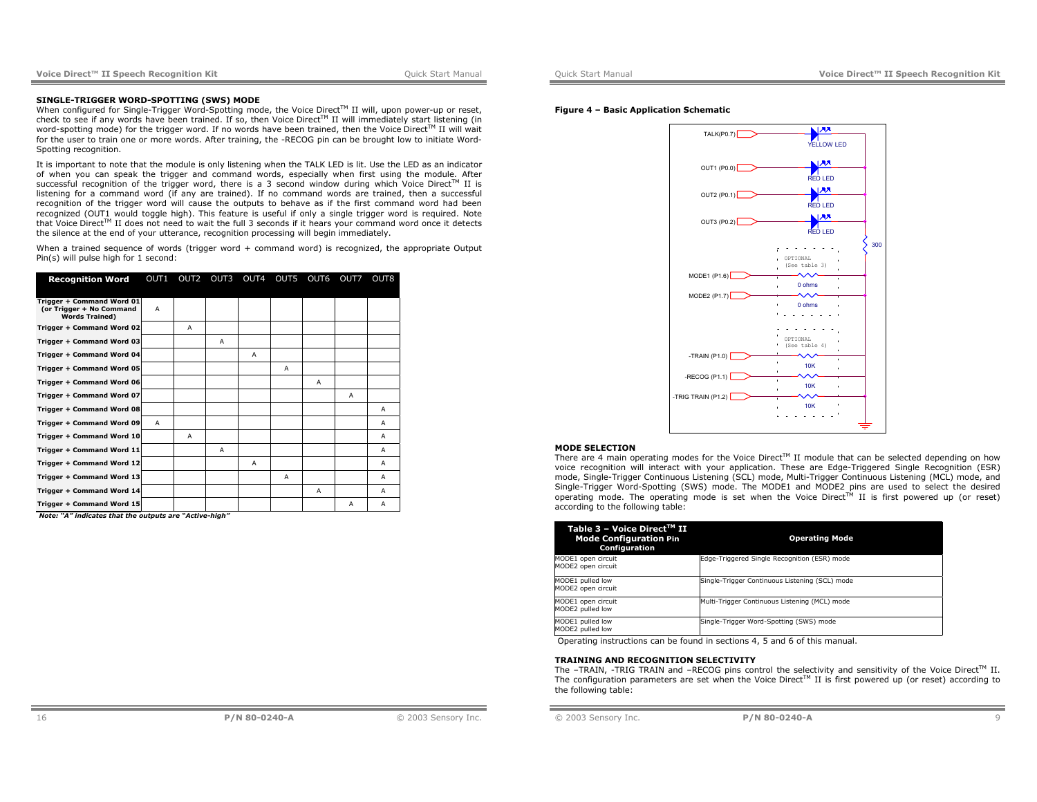## SINGLE-TRIGGER WORD-SPOTTING (SWS) MODE

When configured for Single-Trigger Word-Spotting mode, the Voice Direct™ II will, upon power-up or reset, check to see if any words have been trained. If so, then Voice Direct™ II will immediately start listening (in word-spotting mode) for the trigger word. If no words have been trained, then the Voice Direct™ II will wait for the user to train one or more words. After training, the -RECOG pin can be brought low to initiate Word-Spotting recognition.

It is important to note that the module is only listening when the TALK LED is lit. Use the LED as an indicator of when you can speak the trigger and command words, especially when first using the module. After successful recognition of the trigger word, there is a 3 second window during which Voice Direct™ II is listening for a command word (if any are trained). If no command words are trained, then a successful recognition of the trigger word will cause the outputs to behave as if the first command word had been recognized (OUT1 would toggle high). This feature is useful if only a single trigger word is required. Note that Voice Direct™ II does not need to wait the full 3 seconds if it hears your command word once it detects the silence at the end of your utterance, recognition processing will begin immediately.

When a trained sequence of words (trigger word + command word) is recognized, the appropriate Output Pin(s) will pulse high for 1 second:

| Recognition Word | OUT1 | OUT2 | OUT3 | OUT4 | OUT5 | OUT6 | OUT7 | OUT8 |
|---|---|---|---|---|---|---|---|---|
| Trigger + Command Word 01 (or Trigger + No Command Words Trained) | A | | | | | | | |
| Trigger + Command Word 02 | | A | | | | | | |
| Trigger + Command Word 03 | | | A | | | | | |
| Trigger + Command Word 04 | | | | A | | | | |
| Trigger + Command Word 05 | | | | | A | | | |
| Trigger + Command Word 06 | | | | | | A | | |
| Trigger + Command Word 07 | | | | | | | A | |
| Trigger + Command Word 08 | | | | | | | | A |
| Trigger + Command Word 09 | A | | | | | | | A |
| Trigger + Command Word 10 | | A | | | | | | A |
| Trigger + Command Word 11 | | | A | | | | | A |
| Trigger + Command Word 12 | | | | A | | | | A |
| Trigger + Command Word 13 | | | | | A | | | A |
| Trigger + Command Word 14 | | | | | | A | | A |
| Trigger + Command Word 15 | | | | | | | A | A |

*Note: "A" indicates that the outputs are "Active-high"*

**Figure 4 – Basic Application Schematic**

TALK(P0.7) — YELLOW LED
OUT1 (P0.0) — RED LED
OUT2 (P0.1) — RED LED
OUT3 (P0.2) — RED LED
300

OPTIONAL (See table 3)
MODE1 (P1.6) — 0 ohms
MODE2 (P1.7) — 0 ohms

OPTIONAL (See table 4)
-TRAIN (P1.0) — 10K
-RECOG (P1.1) — 10K
-TRIG TRAIN (P1.2) — 10K

## MODE SELECTION

There are 4 main operating modes for the Voice Direct™ II module that can be selected depending on how voice recognition will interact with your application. These are Edge-Triggered Single Recognition (ESR) mode, Single-Trigger Continuous Listening (SCL) mode, Multi-Trigger Continuous Listening (MCL) mode, and Single-Trigger Word-Spotting (SWS) mode. The MODE1 and MODE2 pins are used to select the desired operating mode. The operating mode is set when the Voice Direct™ II is first powered up (or reset) according to the following table:

| Table 3 – Voice Direct™ II Mode Configuration Pin Configuration | Operating Mode |
|---|---|
| MODE1 open circuit<br>MODE2 open circuit | Edge-Triggered Single Recognition (ESR) mode |
| MODE1 pulled low<br>MODE2 open circuit | Single-Trigger Continuous Listening (SCL) mode |
| MODE1 open circuit<br>MODE2 pulled low | Multi-Trigger Continuous Listening (MCL) mode |
| MODE1 pulled low<br>MODE2 pulled low | Single-Trigger Word-Spotting (SWS) mode |

Operating instructions can be found in sections 4, 5 and 6 of this manual.

## TRAINING AND RECOGNITION SELECTIVITY

The –TRAIN, -TRIG TRAIN and –RECOG pins control the selectivity and sensitivity of the Voice Direct™ II. The configuration parameters are set when the Voice Direct™ II is first powered up (or reset) according to the following table: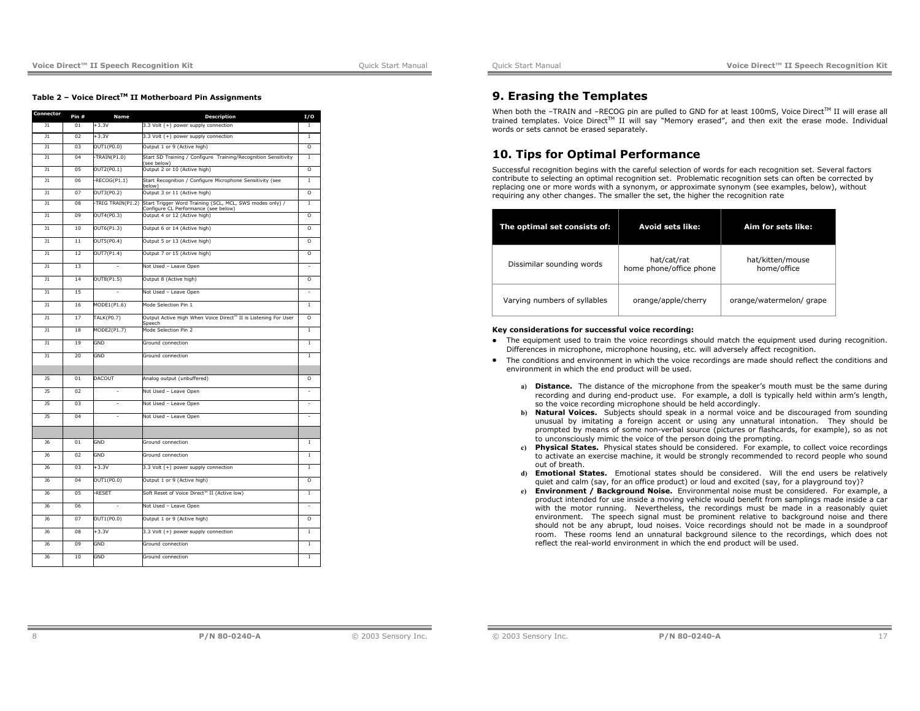**Table 2 – Voice Direct™ II Motherboard Pin Assignments**

| Connector | Pin # | Name | Description | I/O |
|---|---|---|---|---|
| J1 | 01 | +3.3V | 3.3 Volt (+) power supply connection | I |
| J1 | 02 | +3.3V | 3.3 Volt (+) power supply connection | I |
| J1 | 03 | OUT1(P0.0) | Output 1 or 9 (Active high) | O |
| J1 | 04 | -TRAIN(P1.0) | Start SD Training / Configure Training/Recognition Sensitivity (see below) | I |
| J1 | 05 | OUT2(P0.1) | Output 2 or 10 (Active high) | O |
| J1 | 06 | -RECOG(P1.1) | Start Recognition / Configure Microphone Sensitivity (see below) | I |
| J1 | 07 | OUT3(P0.2) | Output 3 or 11 (Active high) | O |
| J1 | 08 | -TRIG TRAIN(P1.2) | Start Trigger Word Training (SCL, MCL, SWS modes only) / Configure CL Performance (see below) | I |
| J1 | 09 | OUT4(P0.3) | Output 4 or 12 (Active high) | O |
| J1 | 10 | OUT6(P1.3) | Output 6 or 14 (Active high) | O |
| J1 | 11 | OUT5(P0.4) | Output 5 or 13 (Active high) | O |
| J1 | 12 | OUT7(P1.4) | Output 7 or 15 (Active high) | O |
| J1 | 13 | - | Not Used – Leave Open | - |
| J1 | 14 | OUT8(P1.5) | Output 8 (Active high) | O |
| J1 | 15 | - | Not Used – Leave Open | - |
| J1 | 16 | MODE1(P1.6) | Mode Selection Pin 1 | I |
| J1 | 17 | TALK(P0.7) | Output Active High When Voice Direct™ II is Listening For User Speech | O |
| J1 | 18 | MODE2(P1.7) | Mode Selection Pin 2 | I |
| J1 | 19 | GND | Ground connection | I |
| J1 | 20 | GND | Ground connection | I |
| | | | | |
| J5 | 01 | DACOUT | Analog output (unbuffered) | O |
| J5 | 02 | - | Not Used – Leave Open | - |
| J5 | 03 | - | Not Used – Leave Open | - |
| J5 | 04 | - | Not Used – Leave Open | - |
| | | | | |
| J6 | 01 | GND | Ground connection | I |
| J6 | 02 | GND | Ground connection | I |
| J6 | 03 | +3.3V | 3.3 Volt (+) power supply connection | I |
| J6 | 04 | OUT1(P0.0) | Output 1 or 9 (Active high) | O |
| J6 | 05 | -RESET | Soft Reset of Voice Direct™ II (Active low) | I |
| J6 | 06 | - | Not Used – Leave Open | - |
| J6 | 07 | OUT1(P0.0) | Output 1 or 9 (Active high) | O |
| J6 | 08 | +3.3V | 3.3 Volt (+) power supply connection | I |
| J6 | 09 | GND | Ground connection | I |
| J6 | 10 | GND | Ground connection | I |

## 9. Erasing the Templates

When both the –TRAIN and –RECOG pin are pulled to GND for at least 100mS, Voice Direct™ II will erase all trained templates. Voice Direct™ II will say "Memory erased", and then exit the erase mode. Individual words or sets cannot be erased separately.

## 10. Tips for Optimal Performance

Successful recognition begins with the careful selection of words for each recognition set. Several factors contribute to selecting an optimal recognition set. Problematic recognition sets can often be corrected by replacing one or more words with a synonym, or approximate synonym (see examples, below), without requiring any other changes. The smaller the set, the higher the recognition rate

| The optimal set consists of: | Avoid sets like: | Aim for sets like: |
|---|---|---|
| Dissimilar sounding words | hat/cat/rat<br>home phone/office phone | hat/kitten/mouse<br>home/office |
| Varying numbers of syllables | orange/apple/cherry | orange/watermelon/ grape |

**Key considerations for successful voice recording:**

- The equipment used to train the voice recordings should match the equipment used during recognition. Differences in microphone, microphone housing, etc. will adversely affect recognition.
- The conditions and environment in which the voice recordings are made should reflect the conditions and environment in which the end product will be used.

a) **Distance.** The distance of the microphone from the speaker's mouth must be the same during recording and during end-product use. For example, a doll is typically held within arm's length, so the voice recording microphone should be held accordingly.

b) **Natural Voices.** Subjects should speak in a normal voice and be discouraged from sounding unusual by imitating a foreign accent or using any unnatural intonation. They should be prompted by means of some non-verbal source (pictures or flashcards, for example), so as not to unconsciously mimic the voice of the person doing the prompting.

c) **Physical States.** Physical states should be considered. For example, to collect voice recordings to activate an exercise machine, it would be strongly recommended to record people who sound out of breath.

d) **Emotional States.** Emotional states should be considered. Will the end users be relatively quiet and calm (say, for an office product) or loud and excited (say, for a playground toy)?

e) **Environment / Background Noise.** Environmental noise must be considered. For example, a product intended for use inside a moving vehicle would benefit from samplings made inside a car with the motor running. Nevertheless, the recordings must be made in a reasonably quiet environment. The speech signal must be prominent relative to background noise and there should not be any abrupt, loud noises. Voice recordings should not be made in a soundproof room. These rooms lend an unnatural background silence to the recordings, which does not reflect the real-world environment in which the end product will be used.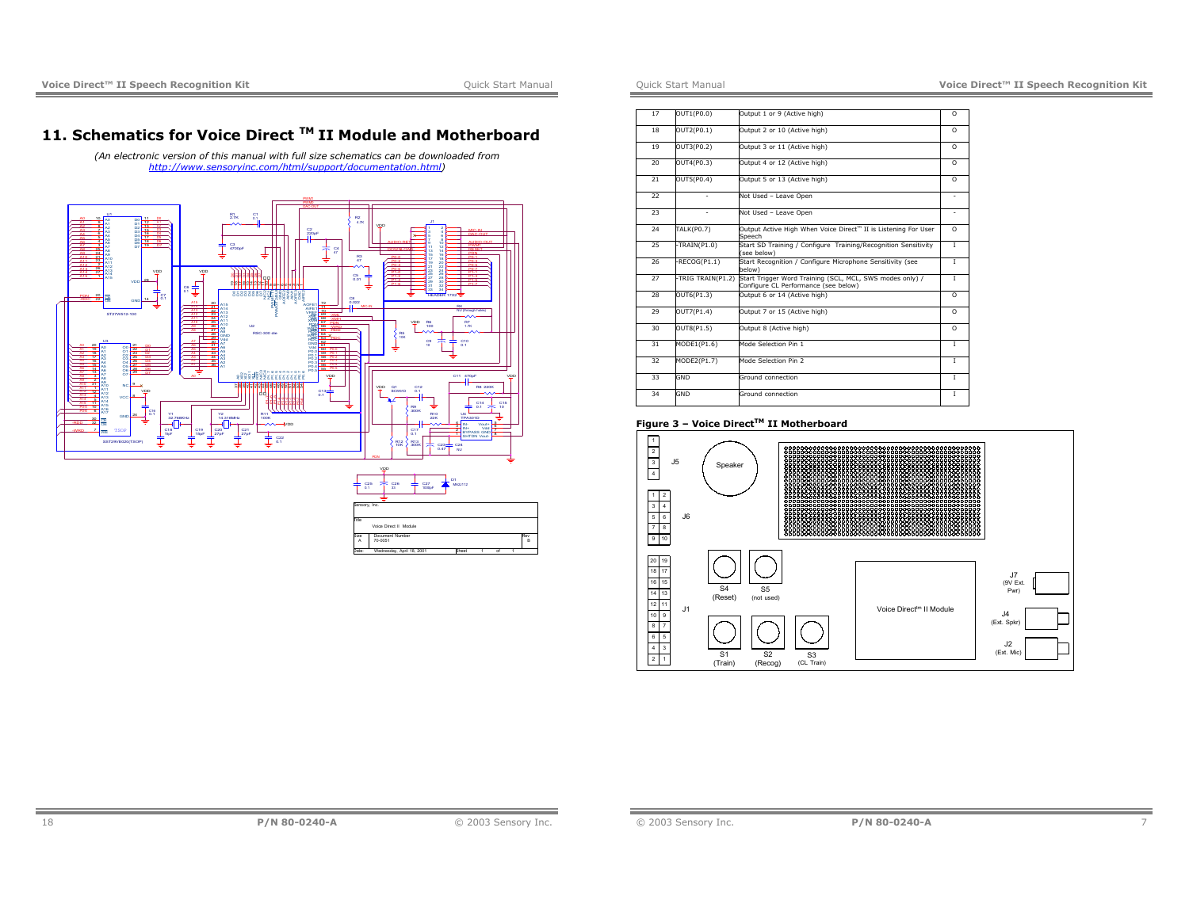# 11. Schematics for Voice Direct $^{TM}$ II Module and Motherboard

*(An electronic version of this manual with full size schematics can be downloaded from http://www.sensoryinc.com/html/support/documentation.html)*

| 17 | OUT1(P0.0) | Output 1 or 9 (Active high) | O |
|---|---|---|---|
| 18 | OUT2(P0.1) | Output 2 or 10 (Active high) | O |
| 19 | OUT3(P0.2) | Output 3 or 11 (Active high) | O |
| 20 | OUT4(P0.3) | Output 4 or 12 (Active high) | O |
| 21 | OUT5(P0.4) | Output 5 or 13 (Active high) | O |
| 22 | - | Not Used – Leave Open | - |
| 23 | - | Not Used – Leave Open | - |
| 24 | TALK(P0.7) | Output Active High When Voice Direct™ II is Listening For User Speech | O |
| 25 | -TRAIN(P1.0) | Start SD Training / Configure Training/Recognition Sensitivity (see below) | I |
| 26 | -RECOG(P1.1) | Start Recognition / Configure Microphone Sensitivity (see below) | I |
| 27 | -TRIG TRAIN(P1.2) | Start Trigger Word Training (SCL, MCL, SWS modes only) / Configure CL Performance (see below) | I |
| 28 | OUT6(P1.3) | Output 6 or 14 (Active high) | O |
| 29 | OUT7(P1.4) | Output 7 or 15 (Active high) | O |
| 30 | OUT8(P1.5) | Output 8 (Active high) | O |
| 31 | MODE1(P1.6) | Mode Selection Pin 1 | I |
| 32 | MODE2(P1.7) | Mode Selection Pin 2 | I |
| 33 | GND | Ground connection | I |
| 34 | GND | Ground connection | I |

**Figure 3 – Voice Direct$^{TM}$ II Motherboard**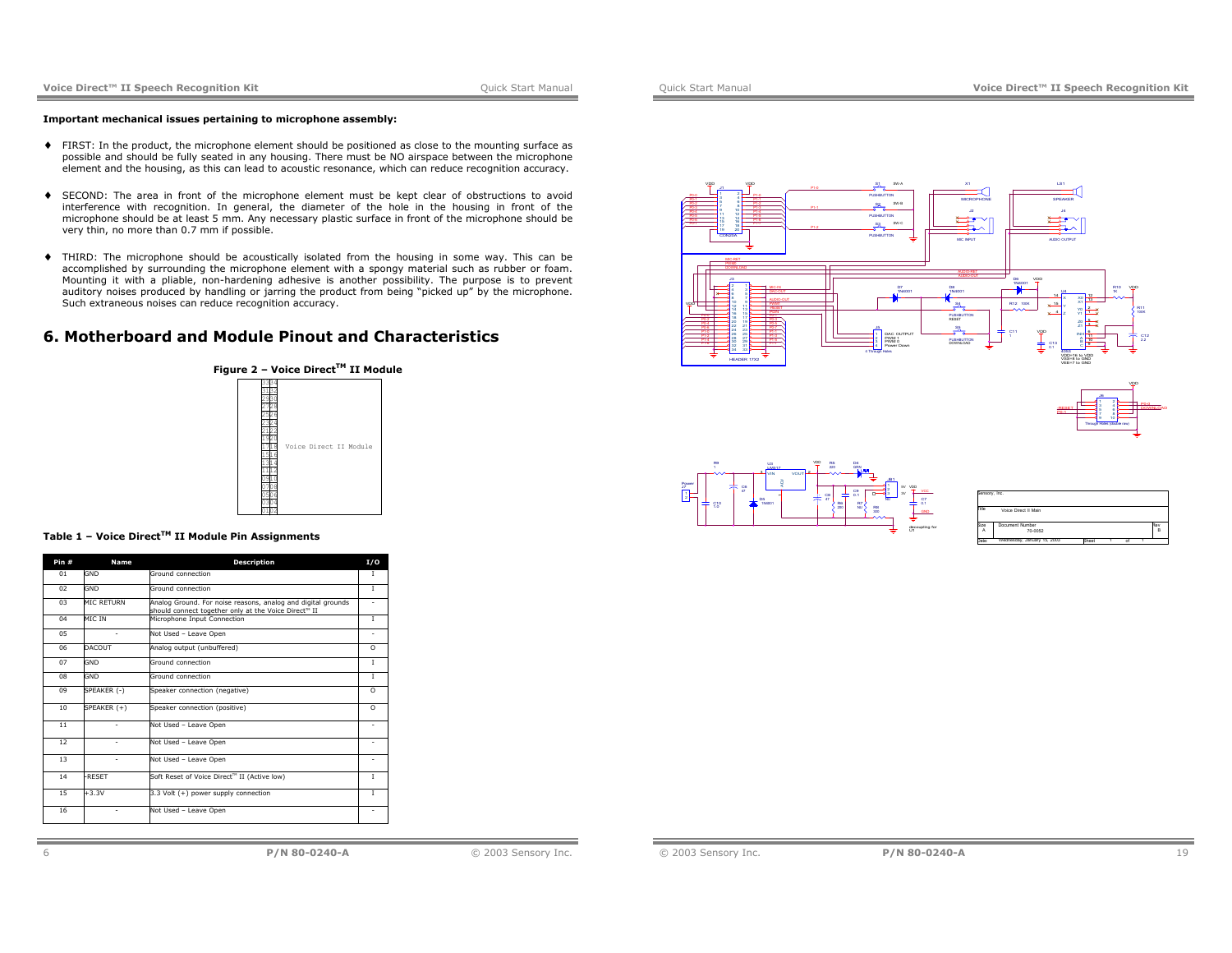**Important mechanical issues pertaining to microphone assembly:**

- FIRST: In the product, the microphone element should be positioned as close to the mounting surface as possible and should be fully seated in any housing. There must be NO airspace between the microphone element and the housing, as this can lead to acoustic resonance, which can reduce recognition accuracy.

- SECOND: The area in front of the microphone element must be kept clear of obstructions to avoid interference with recognition. In general, the diameter of the hole in the housing in front of the microphone should be at least 5 mm. Any necessary plastic surface in front of the microphone should be very thin, no more than 0.7 mm if possible.

- THIRD: The microphone should be acoustically isolated from the housing in some way. This can be accomplished by surrounding the microphone element with a spongy material such as rubber or foam. Mounting it with a pliable, non-hardening adhesive is another possibility. The purpose is to prevent auditory noises produced by handling or jarring the product from being "picked up" by the microphone. Such extraneous noises can reduce recognition accuracy.

## 6. Motherboard and Module Pinout and Characteristics

**Figure 2 – Voice Direct™ II Module**

| | | |
|---|---|---|
| 33 | 34 | |
| 31 | 32 | |
| 29 | 30 | |
| 27 | 28 | |
| 25 | 26 | |
| 23 | 24 | |
| 21 | 22 | |
| 19 | 20 | |
| 17 | 18 | Voice Direct II Module |
| 15 | 16 | |
| 13 | 14 | |
| 11 | 12 | |
| 9 | 10 | |
| 7 | 8 | |
| 5 | 6 | |
| 3 | 4 | |
| 1 | 2 | |

**Table 1 – Voice Direct™ II Module Pin Assignments**

| Pin # | Name | Description | I/O |
|---|---|---|---|
| 01 | GND | Ground connection | I |
| 02 | GND | Ground connection | I |
| 03 | MIC RETURN | Analog Ground. For noise reasons, analog and digital grounds should connect together only at the Voice Direct™ II | - |
| 04 | MIC IN | Microphone Input Connection | I |
| 05 | - | Not Used – Leave Open | - |
| 06 | DACOUT | Analog output (unbuffered) | O |
| 07 | GND | Ground connection | I |
| 08 | GND | Ground connection | I |
| 09 | SPEAKER (-) | Speaker connection (negative) | O |
| 10 | SPEAKER (+) | Speaker connection (positive) | O |
| 11 | - | Not Used – Leave Open | - |
| 12 | - | Not Used – Leave Open | - |
| 13 | - | Not Used – Leave Open | - |
| 14 | -RESET | Soft Reset of Voice Direct™ II (Active low) | I |
| 15 | +3.3V | 3.3 Volt (+) power supply connection | I |
| 16 | - | Not Used – Leave Open | - |

| Sensory, Inc. | | |
|---|---|---|
| Title | Voice Direct II Main | |
| Size A | Document Number 70-0052 | Rev B |
| Date: Wednesday, January 15, 2003 | Sheet 1 of 1 | |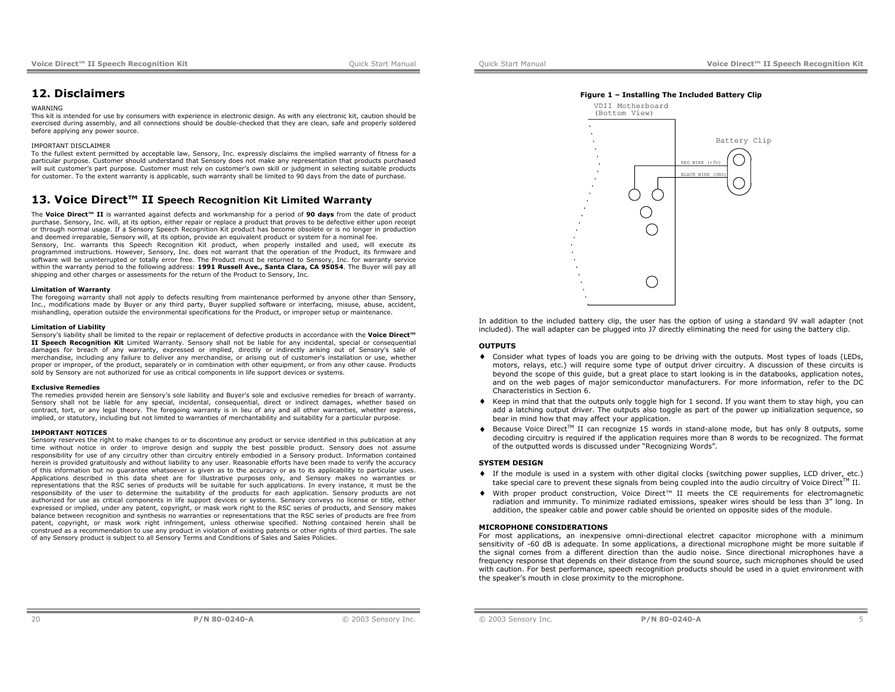## 12. Disclaimers

WARNING
This kit is intended for use by consumers with experience in electronic design. As with any electronic kit, caution should be exercised during assembly, and all connections should be double-checked that they are clean, safe and properly soldered before applying any power source.

IMPORTANT DISCLAIMER
To the fullest extent permitted by acceptable law, Sensory, Inc. expressly disclaims the implied warranty of fitness for a particular purpose. Customer should understand that Sensory does not make any representation that products purchased will suit customer's part purpose. Customer must rely on customer's own skill or judgment in selecting suitable products for customer. To the extent warranty is applicable, such warranty shall be limited to 90 days from the date of purchase.

## 13. Voice Direct™ II Speech Recognition Kit Limited Warranty

The **Voice Direct™ II** is warranted against defects and workmanship for a period of **90 days** from the date of product purchase. Sensory, Inc. will, at its option, either repair or replace a product that proves to be defective either upon receipt or through normal usage. If a Sensory Speech Recognition Kit product has become obsolete or is no longer in production and deemed irreparable, Sensory will, at its option, provide an equivalent product or system for a nominal fee.
Sensory, Inc. warrants this Speech Recognition Kit product, when properly installed and used, will execute its programmed instructions. However, Sensory, Inc. does not warrant that the operation of the Product, its firmware and software will be uninterrupted or totally error free. The Product must be returned to Sensory, Inc. for warranty service within the warranty period to the following address: **1991 Russell Ave., Santa Clara, CA 95054**. The Buyer will pay all shipping and other charges or assessments for the return of the Product to Sensory, Inc.

**Limitation of Warranty**
The foregoing warranty shall not apply to defects resulting from maintenance performed by anyone other than Sensory, Inc., modifications made by Buyer or any third party, Buyer supplied software or interfacing, misuse, abuse, accident, mishandling, operation outside the environmental specifications for the Product, or improper setup or maintenance.

**Limitation of Liability**
Sensory's liability shall be limited to the repair or replacement of defective products in accordance with the **Voice Direct™ II Speech Recognition Kit** Limited Warranty. Sensory shall not be liable for any incidental, special or consequential damages for breach of any warranty, expressed or implied, directly or indirectly arising out of Sensory's sale of merchandise, including any failure to deliver any merchandise, or arising out of customer's installation or use, whether proper or improper, of the product, separately or in combination with other equipment, or from any other cause. Products sold by Sensory are not authorized for use as critical components in life support devices or systems.

**Exclusive Remedies**
The remedies provided herein are Sensory's sole liability and Buyer's sole and exclusive remedies for breach of warranty. Sensory shall not be liable for any special, incidental, consequential, direct or indirect damages, whether based on contract, tort, or any legal theory. The foregoing warranty is in lieu of any and all other warranties, whether express, implied, or statutory, including but not limited to warranties of merchantability and suitability for a particular purpose.

**IMPORTANT NOTICES**
Sensory reserves the right to make changes to or to discontinue any product or service identified in this publication at any time without notice in order to improve design and supply the best possible product. Sensory does not assume responsibility for use of any circuitry other than circuitry entirely embodied in a Sensory product. Information contained herein is provided gratuitously and without liability to any user. Reasonable efforts have been made to verify the accuracy of this information but no guarantee whatsoever is given as to the accuracy or as to its applicability to particular uses. Applications described in this data sheet are for illustrative purposes only, and Sensory makes no warranties or representations that the RSC series of products will be suitable for such applications. In every instance, it must be the responsibility of the user to determine the suitability of the products for each application. Sensory products are not authorized for use as critical components in life support devices or systems. Sensory conveys no license or title, either expressed or implied, under any patent, copyright, or mask work right to the RSC series of products, and Sensory makes balance between recognition and synthesis no warranties or representations that the RSC series of products are free from patent, copyright, or mask work right infringement, unless otherwise specified. Nothing contained herein shall be construed as a recommendation to use any product in violation of existing patents or other rights of third parties. The sale of any Sensory product is subject to all Sensory Terms and Conditions of Sales and Sales Policies.

**Figure 1 – Installing The Included Battery Clip**

VDII Motherboard (Bottom View)

Battery Clip

RED WIRE (+9V)

BLACK WIRE (GND)

In addition to the included battery clip, the user has the option of using a standard 9V wall adapter (not included). The wall adapter can be plugged into J7 directly eliminating the need for using the battery clip.

**OUTPUTS**

- Consider what types of loads you are going to be driving with the outputs. Most types of loads (LEDs, motors, relays, etc.) will require some type of output driver circuitry. A discussion of these circuits is beyond the scope of this guide, but a great place to start looking is in the databooks, application notes, and on the web pages of major semiconductor manufacturers. For more information, refer to the DC Characteristics in Section 6.
- Keep in mind that that the outputs only toggle high for 1 second. If you want them to stay high, you can add a latching output driver. The outputs also toggle as part of the power up initialization sequence, so bear in mind how that may affect your application.
- Because Voice Direct™ II can recognize 15 words in stand-alone mode, but has only 8 outputs, some decoding circuitry is required if the application requires more than 8 words to be recognized. The format of the outputted words is discussed under "Recognizing Words".

**SYSTEM DESIGN**

- If the module is used in a system with other digital clocks (switching power supplies, LCD driver, etc.) take special care to prevent these signals from being coupled into the audio circuitry of Voice Direct™ II.
- With proper product construction, Voice Direct™ II meets the CE requirements for electromagnetic radiation and immunity. To minimize radiated emissions, speaker wires should be less than 3" long. In addition, the speaker cable and power cable should be oriented on opposite sides of the module.

**MICROPHONE CONSIDERATIONS**
For most applications, an inexpensive omni-directional electret capacitor microphone with a minimum sensitivity of -60 dB is adequate. In some applications, a directional microphone might be more suitable if the signal comes from a different direction than the audio noise. Since directional microphones have a frequency response that depends on their distance from the sound source, such microphones should be used with caution. For best performance, speech recognition products should be used in a quiet environment with the speaker's mouth in close proximity to the microphone.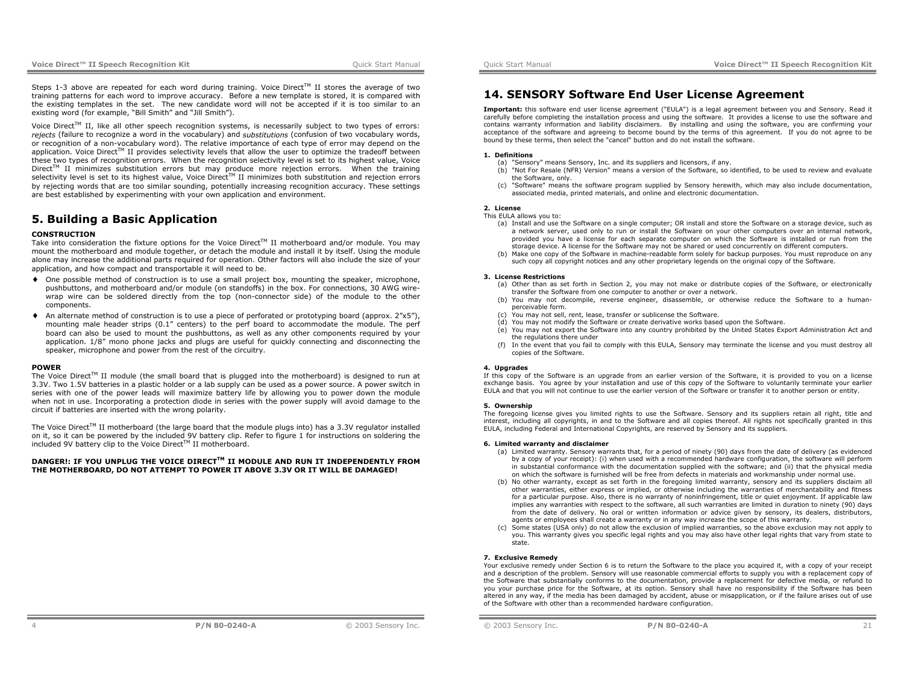Steps 1-3 above are repeated for each word during training. Voice Direct™ II stores the average of two training patterns for each word to improve accuracy. Before a new template is stored, it is compared with the existing templates in the set. The new candidate word will not be accepted if it is too similar to an existing word (for example, "Bill Smith" and "Jill Smith").

Voice Direct™ II, like all other speech recognition systems, is necessarily subject to two types of errors: *rejects* (failure to recognize a word in the vocabulary) and *substitutions* (confusion of two vocabulary words, or recognition of a non-vocabulary word). The relative importance of each type of error may depend on the application. Voice Direct™ II provides selectivity levels that allow the user to optimize the tradeoff between these two types of recognition errors. When the recognition selectivity level is set to its highest value, Voice Direct™ II minimizes substitution errors but may produce more rejection errors. When the training selectivity level is set to its highest value, Voice Direct™ II minimizes both substitution and rejection errors by rejecting words that are too similar sounding, potentially increasing recognition accuracy. These settings are best established by experimenting with your own application and environment.

## 5. Building a Basic Application

**CONSTRUCTION**

Take into consideration the fixture options for the Voice Direct™ II motherboard and/or module. You may mount the motherboard and module together, or detach the module and install it by itself. Using the module alone may increase the additional parts required for operation. Other factors will also include the size of your application, and how compact and transportable it will need to be.

- One possible method of construction is to use a small project box, mounting the speaker, microphone, pushbuttons, and motherboard and/or module (on standoffs) in the box. For connections, 30 AWG wire-wrap wire can be soldered directly from the top (non-connector side) of the module to the other components.
- An alternate method of construction is to use a piece of perforated or prototyping board (approx. 2"x5"), mounting male header strips (0.1" centers) to the perf board to accommodate the module. The perf board can also be used to mount the pushbuttons, as well as any other components required by your application. 1/8" mono phone jacks and plugs are useful for quickly connecting and disconnecting the speaker, microphone and power from the rest of the circuitry.

**POWER**

The Voice Direct™ II module (the small board that is plugged into the motherboard) is designed to run at 3.3V. Two 1.5V batteries in a plastic holder or a lab supply can be used as a power source. A power switch in series with one of the power leads will maximize battery life by allowing you to power down the module when not in use. Incorporating a protection diode in series with the power supply will avoid damage to the circuit if batteries are inserted with the wrong polarity.

The Voice Direct™ II motherboard (the large board that the module plugs into) has a 3.3V regulator installed on it, so it can be powered by the included 9V battery clip. Refer to figure 1 for instructions on soldering the included 9V battery clip to the Voice Direct™ II motherboard.

**DANGER!: IF YOU UNPLUG THE VOICE DIRECT™ II MODULE AND RUN IT INDEPENDENTLY FROM THE MOTHERBOARD, DO NOT ATTEMPT TO POWER IT ABOVE 3.3V OR IT WILL BE DAMAGED!**

## 14. SENSORY Software End User License Agreement

**Important:** this software end user license agreement ("EULA") is a legal agreement between you and Sensory. Read it carefully before completing the installation process and using the software. It provides a license to use the software and contains warranty information and liability disclaimers. By installing and using the software, you are confirming your acceptance of the software and agreeing to become bound by the terms of this agreement. If you do not agree to be bound by these terms, then select the "cancel" button and do not install the software.

**1. Definitions**

(a) "Sensory" means Sensory, Inc. and its suppliers and licensors, if any.
(b) "Not For Resale (NFR) Version" means a version of the Software, so identified, to be used to review and evaluate the Software, only.
(c) "Software" means the software program supplied by Sensory herewith, which may also include documentation, associated media, printed materials, and online and electronic documentation.

**2. License**

This EULA allows you to:

(a) Install and use the Software on a single computer; OR install and store the Software on a storage device, such as a network server, used only to run or install the Software on your other computers over an internal network, provided you have a license for each separate computer on which the Software is installed or run from the storage device. A license for the Software may not be shared or used concurrently on different computers.
(b) Make one copy of the Software in machine-readable form solely for backup purposes. You must reproduce on any such copy all copyright notices and any other proprietary legends on the original copy of the Software.

**3. License Restrictions**

(a) Other than as set forth in Section 2, you may not make or distribute copies of the Software, or electronically transfer the Software from one computer to another or over a network.
(b) You may not decompile, reverse engineer, disassemble, or otherwise reduce the Software to a human-perceivable form.
(c) You may not sell, rent, lease, transfer or sublicense the Software.
(d) You may not modify the Software or create derivative works based upon the Software.
(e) You may not export the Software into any country prohibited by the United States Export Administration Act and the regulations there under
(f) In the event that you fail to comply with this EULA, Sensory may terminate the license and you must destroy all copies of the Software.

**4. Upgrades**

If this copy of the Software is an upgrade from an earlier version of the Software, it is provided to you on a license exchange basis. You agree by your installation and use of this copy of the Software to voluntarily terminate your earlier EULA and that you will not continue to use the earlier version of the Software or transfer it to another person or entity.

**5. Ownership**

The foregoing license gives you limited rights to use the Software. Sensory and its suppliers retain all right, title and interest, including all copyrights, in and to the Software and all copies thereof. All rights not specifically granted in this EULA, including Federal and International Copyrights, are reserved by Sensory and its suppliers.

**6. Limited warranty and disclaimer**

(a) Limited warranty. Sensory warrants that, for a period of ninety (90) days from the date of delivery (as evidenced by a copy of your receipt): (i) when used with a recommended hardware configuration, the software will perform in substantial conformance with the documentation supplied with the software; and (ii) that the physical media on which the software is furnished will be free from defects in materials and workmanship under normal use.
(b) No other warranty, except as set forth in the foregoing limited warranty, sensory and its suppliers disclaim all other warranties, either express or implied, or otherwise including the warranties of merchantability and fitness for a particular purpose. Also, there is no warranty of noninfringement, title or quiet enjoyment. If applicable law implies any warranties with respect to the software, all such warranties are limited in duration to ninety (90) days from the date of delivery. No oral or written information or advice given by sensory, its dealers, distributors, agents or employees shall create a warranty or in any way increase the scope of this warranty.
(c) Some states (USA only) do not allow the exclusion of implied warranties, so the above exclusion may not apply to you. This warranty gives you specific legal rights and you may also have other legal rights that vary from state to state.

**7. Exclusive Remedy**

Your exclusive remedy under Section 6 is to return the Software to the place you acquired it, with a copy of your receipt and a description of the problem. Sensory will use reasonable commercial efforts to supply you with a replacement copy of the Software that substantially conforms to the documentation, provide a replacement for defective media, or refund to you your purchase price for the Software, at its option. Sensory shall have no responsibility if the Software has been altered in any way, if the media has been damaged by accident, abuse or misapplication, or if the failure arises out of use of the Software with other than a recommended hardware configuration.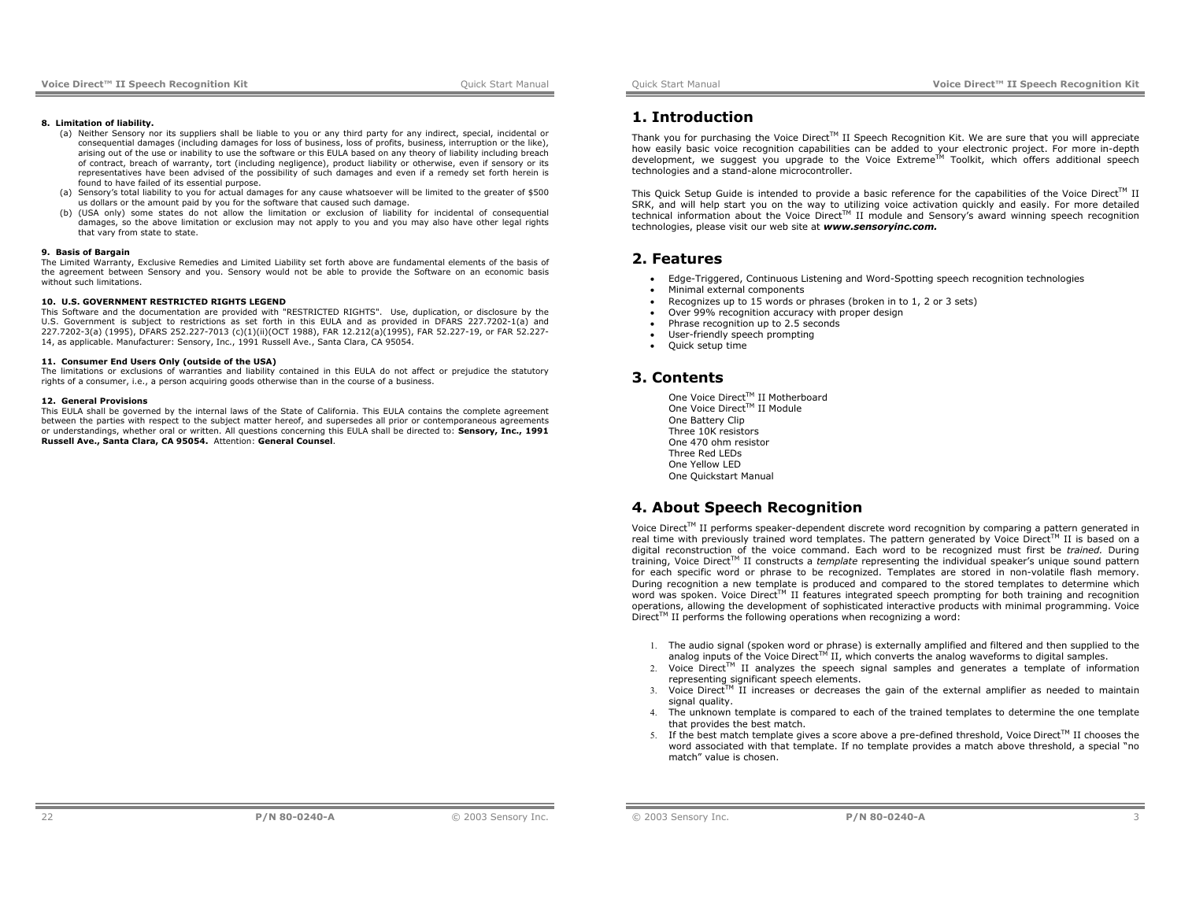**8. Limitation of liability.**

(a) Neither Sensory nor its suppliers shall be liable to you or any third party for any indirect, special, incidental or consequential damages (including damages for loss of business, loss of profits, business, interruption or the like), arising out of the use or inability to use the software or this EULA based on any theory of liability including breach of contract, breach of warranty, tort (including negligence), product liability or otherwise, even if sensory or its representatives have been advised of the possibility of such damages and even if a remedy set forth herein is found to have failed of its essential purpose.

(a) Sensory's total liability to you for actual damages for any cause whatsoever will be limited to the greater of $500 us dollars or the amount paid by you for the software that caused such damage.

(b) (USA only) some states do not allow the limitation or exclusion of liability for incidental of consequential damages, so the above limitation or exclusion may not apply to you and you may also have other legal rights that vary from state to state.

**9. Basis of Bargain**

The Limited Warranty, Exclusive Remedies and Limited Liability set forth above are fundamental elements of the basis of the agreement between Sensory and you. Sensory would not be able to provide the Software on an economic basis without such limitations.

**10. U.S. GOVERNMENT RESTRICTED RIGHTS LEGEND**

This Software and the documentation are provided with "RESTRICTED RIGHTS". Use, duplication, or disclosure by the U.S. Government is subject to restrictions as set forth in this EULA and as provided in DFARS 227.7202-1(a) and 227.7202-3(a) (1995), DFARS 252.227-7013 (c)(1)(ii)(OCT 1988), FAR 12.212(a)(1995), FAR 52.227-19, or FAR 52.227-14, as applicable. Manufacturer: Sensory, Inc., 1991 Russell Ave., Santa Clara, CA 95054.

**11. Consumer End Users Only (outside of the USA)**

The limitations or exclusions of warranties and liability contained in this EULA do not affect or prejudice the statutory rights of a consumer, i.e., a person acquiring goods otherwise than in the course of a business.

**12. General Provisions**

This EULA shall be governed by the internal laws of the State of California. This EULA contains the complete agreement between the parties with respect to the subject matter hereof, and supersedes all prior or contemporaneous agreements or understandings, whether oral or written. All questions concerning this EULA shall be directed to: **Sensory, Inc., 1991 Russell Ave., Santa Clara, CA 95054.** Attention: **General Counsel**.

# 1. Introduction

Thank you for purchasing the Voice Direct™ II Speech Recognition Kit. We are sure that you will appreciate how easily basic voice recognition capabilities can be added to your electronic project. For more in-depth development, we suggest you upgrade to the Voice Extreme™ Toolkit, which offers additional speech technologies and a stand-alone microcontroller.

This Quick Setup Guide is intended to provide a basic reference for the capabilities of the Voice Direct™ II SRK, and will help start you on the way to utilizing voice activation quickly and easily. For more detailed technical information about the Voice Direct™ II module and Sensory's award winning speech recognition technologies, please visit our web site at ***www.sensoryinc.com.***

# 2. Features

- Edge-Triggered, Continuous Listening and Word-Spotting speech recognition technologies
- Minimal external components
- Recognizes up to 15 words or phrases (broken in to 1, 2 or 3 sets)
- Over 99% recognition accuracy with proper design
- Phrase recognition up to 2.5 seconds
- User-friendly speech prompting
- Quick setup time

# 3. Contents

One Voice Direct™ II Motherboard
One Voice Direct™ II Module
One Battery Clip
Three 10K resistors
One 470 ohm resistor
Three Red LEDs
One Yellow LED
One Quickstart Manual

# 4. About Speech Recognition

Voice Direct™ II performs speaker-dependent discrete word recognition by comparing a pattern generated in real time with previously trained word templates. The pattern generated by Voice Direct™ II is based on a digital reconstruction of the voice command. Each word to be recognized must first be *trained.* During training, Voice Direct™ II constructs a *template* representing the individual speaker's unique sound pattern for each specific word or phrase to be recognized. Templates are stored in non-volatile flash memory. During recognition a new template is produced and compared to the stored templates to determine which word was spoken. Voice Direct™ II features integrated speech prompting for both training and recognition operations, allowing the development of sophisticated interactive products with minimal programming. Voice Direct™ II performs the following operations when recognizing a word:

1. The audio signal (spoken word or phrase) is externally amplified and filtered and then supplied to the analog inputs of the Voice Direct™ II, which converts the analog waveforms to digital samples.
2. Voice Direct™ II analyzes the speech signal samples and generates a template of information representing significant speech elements.
3. Voice Direct™ II increases or decreases the gain of the external amplifier as needed to maintain signal quality.
4. The unknown template is compared to each of the trained templates to determine the one template that provides the best match.
5. If the best match template gives a score above a pre-defined threshold, Voice Direct™ II chooses the word associated with that template. If no template provides a match above threshold, a special "no match" value is chosen.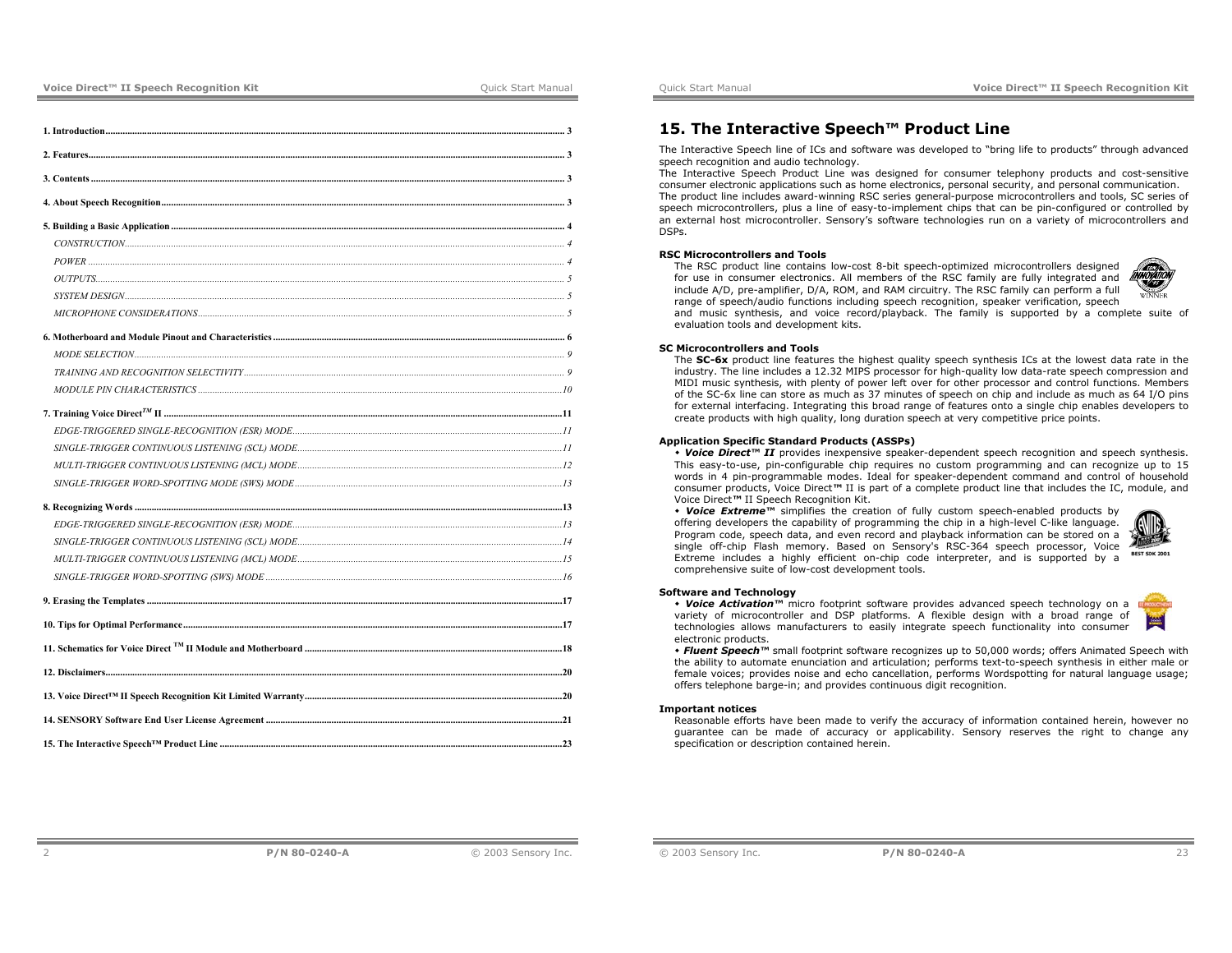1. Introduction ........ 3

2. Features ........ 3

3. Contents ........ 3

4. About Speech Recognition ........ 3

5. Building a Basic Application ........ 4

- CONSTRUCTION ........ 4
- POWER ........ 4
- OUTPUTS ........ 5
- SYSTEM DESIGN ........ 5
- MICROPHONE CONSIDERATIONS ........ 5

6. Motherboard and Module Pinout and Characteristics ........ 6

- MODE SELECTION ........ 9
- TRAINING AND RECOGNITION SELECTIVITY ........ 9
- MODULE PIN CHARACTERISTICS ........ 10

7. Training Voice Direct™ II ........ 11

- EDGE-TRIGGERED SINGLE-RECOGNITION (ESR) MODE ........ 11
- SINGLE-TRIGGER CONTINUOUS LISTENING (SCL) MODE ........ 11
- MULTI-TRIGGER CONTINUOUS LISTENING (MCL) MODE ........ 12
- SINGLE-TRIGGER WORD-SPOTTING MODE (SWS) MODE ........ 13

8. Recognizing Words ........ 13

- EDGE-TRIGGERED SINGLE-RECOGNITION (ESR) MODE ........ 13
- SINGLE-TRIGGER CONTINUOUS LISTENING (SCL) MODE ........ 14
- MULTI-TRIGGER CONTINUOUS LISTENING (MCL) MODE ........ 15
- SINGLE-TRIGGER WORD-SPOTTING (SWS) MODE ........ 16

9. Erasing the Templates ........ 17

10. Tips for Optimal Performance ........ 17

11. Schematics for Voice Direct ™ II Module and Motherboard ........ 18

12. Disclaimers ........ 20

13. Voice Direct™ II Speech Recognition Kit Limited Warranty ........ 20

14. SENSORY Software End User License Agreement ........ 21

15. The Interactive Speech™ Product Line ........ 23

# 15. The Interactive Speech™ Product Line

The Interactive Speech line of ICs and software was developed to "bring life to products" through advanced speech recognition and audio technology.
The Interactive Speech Product Line was designed for consumer telephony products and cost-sensitive consumer electronic applications such as home electronics, personal security, and personal communication.
The product line includes award-winning RSC series general-purpose microcontrollers and tools, SC series of speech microcontrollers, plus a line of easy-to-implement chips that can be pin-configured or controlled by an external host microcontroller. Sensory's software technologies run on a variety of microcontrollers and DSPs.

**RSC Microcontrollers and Tools**

The RSC product line contains low-cost 8-bit speech-optimized microcontrollers designed for use in consumer electronics. All members of the RSC family are fully integrated and include A/D, pre-amplifier, D/A, ROM, and RAM circuitry. The RSC family can perform a full range of speech/audio functions including speech recognition, speaker verification, speech and music synthesis, and voice record/playback. The family is supported by a complete suite of evaluation tools and development kits.

**SC Microcontrollers and Tools**

The **SC-6x** product line features the highest quality speech synthesis ICs at the lowest data rate in the industry. The line includes a 12.32 MIPS processor for high-quality low data-rate speech compression and MIDI music synthesis, with plenty of power left over for other processor and control functions. Members of the SC-6x line can store as much as 37 minutes of speech on chip and include as much as 64 I/O pins for external interfacing. Integrating this broad range of features onto a single chip enables developers to create products with high quality, long duration speech at very competitive price points.

**Application Specific Standard Products (ASSPs)**

- ***Voice Direct™ II*** provides inexpensive speaker-dependent speech recognition and speech synthesis. This easy-to-use, pin-configurable chip requires no custom programming and can recognize up to 15 words in 4 pin-programmable modes. Ideal for speaker-dependent command and control of household consumer products, Voice Direct™ II is part of a complete product line that includes the IC, module, and Voice Direct™ II Speech Recognition Kit.
- ***Voice Extreme™*** simplifies the creation of fully custom speech-enabled products by offering developers the capability of programming the chip in a high-level C-like language. Program code, speech data, and even record and playback information can be stored on a single off-chip Flash memory. Based on Sensory's RSC-364 speech processor, Voice Extreme includes a highly efficient on-chip code interpreter, and is supported by a comprehensive suite of low-cost development tools.

**Software and Technology**

- ***Voice Activation™*** micro footprint software provides advanced speech technology on a variety of microcontroller and DSP platforms. A flexible design with a broad range of technologies allows manufacturers to easily integrate speech functionality into consumer electronic products.
- ***Fluent Speech™*** small footprint software recognizes up to 50,000 words; offers Animated Speech with the ability to automate enunciation and articulation; performs text-to-speech synthesis in either male or female voices; provides noise and echo cancellation, performs Wordspotting for natural language usage; offers telephone barge-in; and provides continuous digit recognition.

**Important notices**

Reasonable efforts have been made to verify the accuracy of information contained herein, however no guarantee can be made of accuracy or applicability. Sensory reserves the right to change any specification or description contained herein.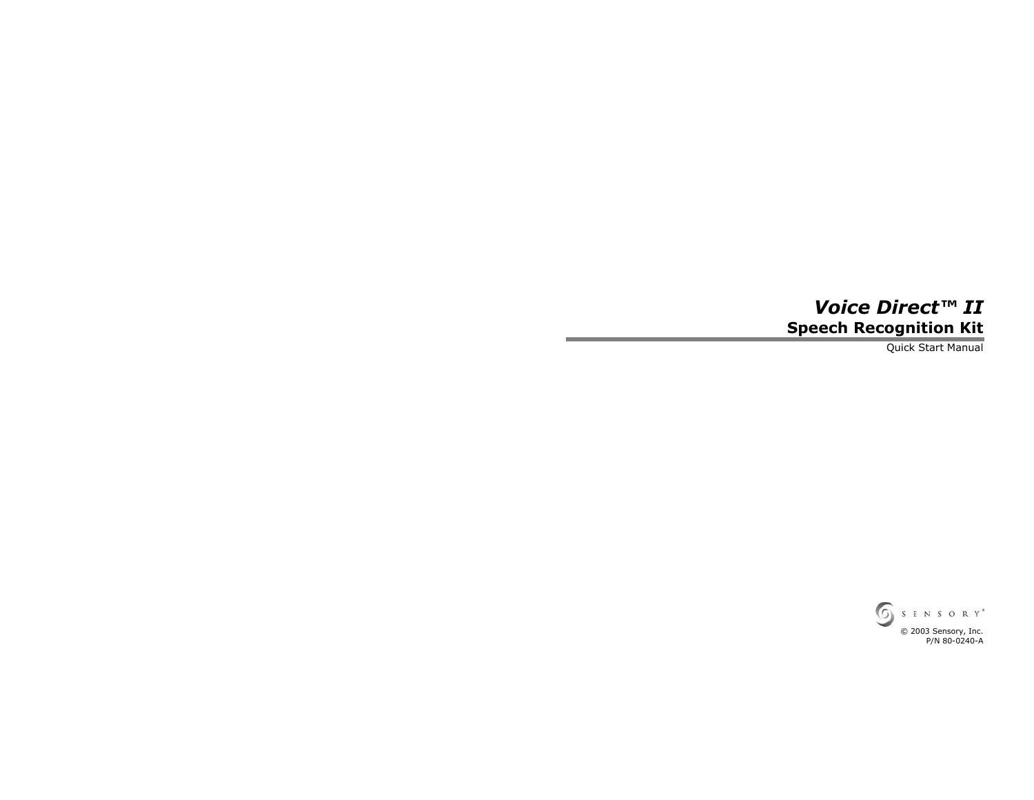# *Voice Direct™ II*

## Speech Recognition Kit

Quick Start Manual

SENSORY®

© 2003 Sensory, Inc.
P/N 80-0240-A